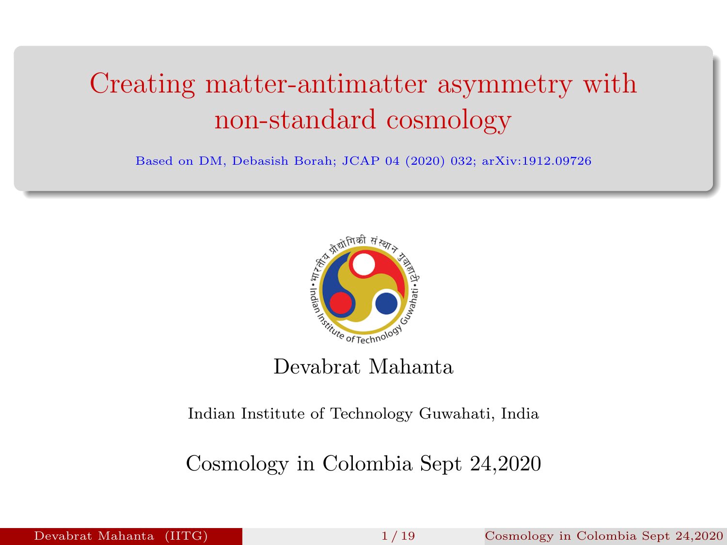# Creating matter-antimatter asymmetry with non-standard cosmology

Based on DM, Debasish Borah; JCAP 04 (2020) 032; arXiv:1912.09726

Devabrat Mahanta

Indian Institute of Technology Guwahati, India

Cosmology in Colombia Sept 24,2020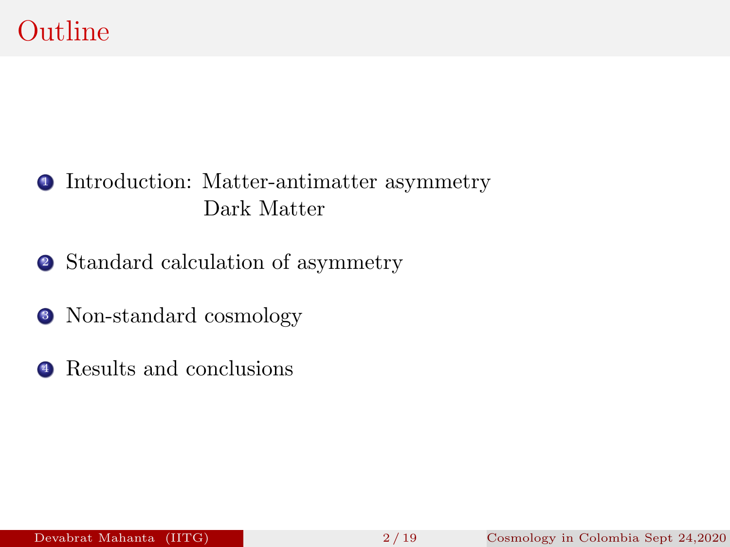# Outline

1. Introduction: Matter-antimatter asymmetry
   Dark Matter
2. Standard calculation of asymmetry
3. Non-standard cosmology
4. Results and conclusions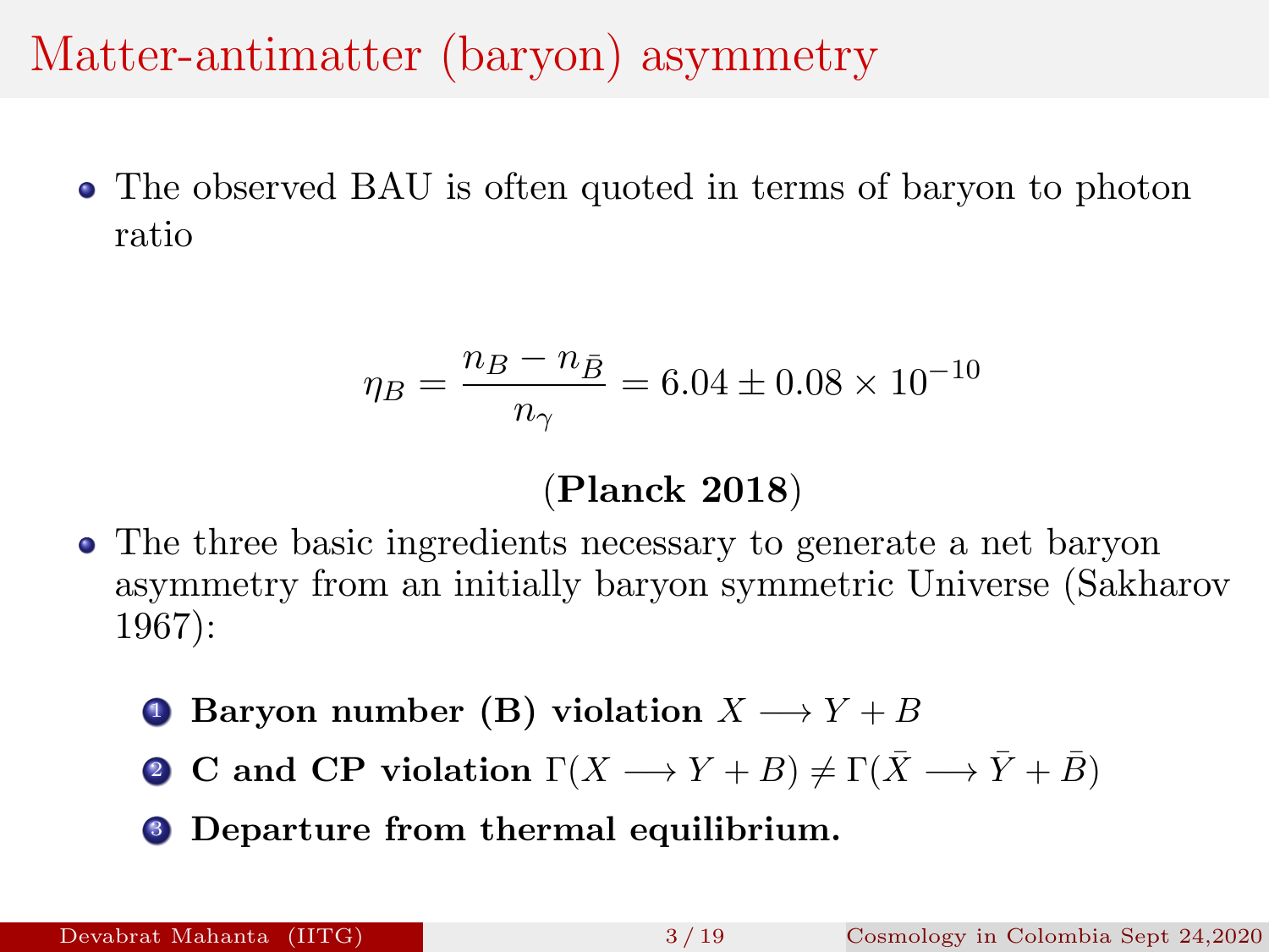# Matter-antimatter (baryon) asymmetry

- The observed BAU is often quoted in terms of baryon to photon ratio

$$\eta_B = \frac{n_B - n_{\bar{B}}}{n_\gamma} = 6.04 \pm 0.08 \times 10^{-10}$$

(**Planck 2018**)

- The three basic ingredients necessary to generate a net baryon asymmetry from an initially baryon symmetric Universe (Sakharov 1967):

  1. **Baryon number (B) violation** $X \longrightarrow Y + B$
  2. **C and CP violation** $\Gamma(X \longrightarrow Y + B) \neq \Gamma(\bar{X} \longrightarrow \bar{Y} + \bar{B})$
  3. **Departure from thermal equilibrium.**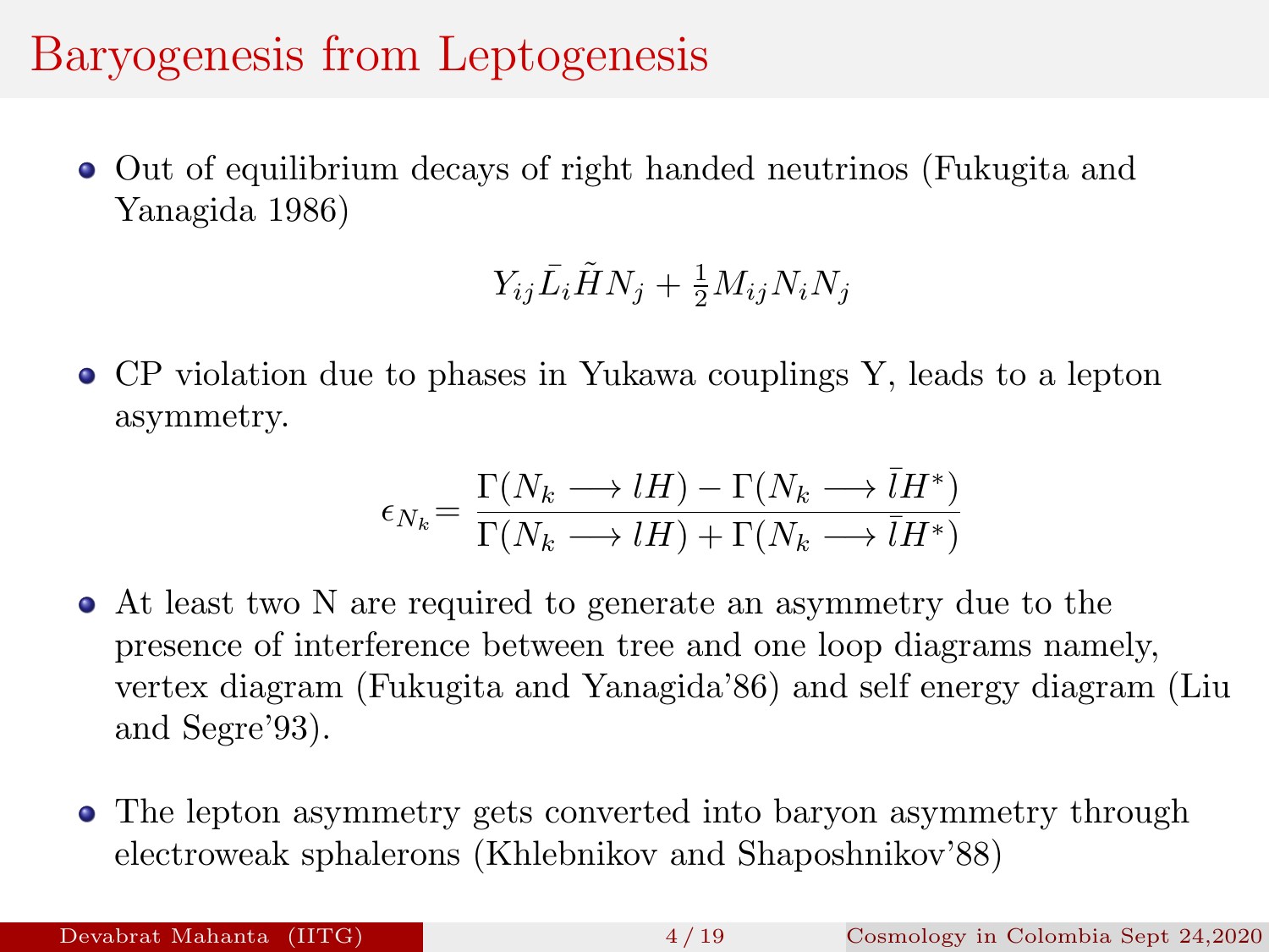# Baryogenesis from Leptogenesis

- Out of equilibrium decays of right handed neutrinos (Fukugita and Yanagida 1986)

$$Y_{ij}\bar{L_i}\tilde{H}N_j + \frac{1}{2}M_{ij}N_iN_j$$

- CP violation due to phases in Yukawa couplings Y, leads to a lepton asymmetry.

$$\epsilon_{N_k} = \frac{\Gamma(N_k \longrightarrow lH) - \Gamma(N_k \longrightarrow \bar{l}H^*)}{\Gamma(N_k \longrightarrow lH) + \Gamma(N_k \longrightarrow \bar{l}H^*)}$$

- At least two N are required to generate an asymmetry due to the presence of interference between tree and one loop diagrams namely, vertex diagram (Fukugita and Yanagida'86) and self energy diagram (Liu and Segre'93).

- The lepton asymmetry gets converted into baryon asymmetry through electroweak sphalerons (Khlebnikov and Shaposhnikov'88)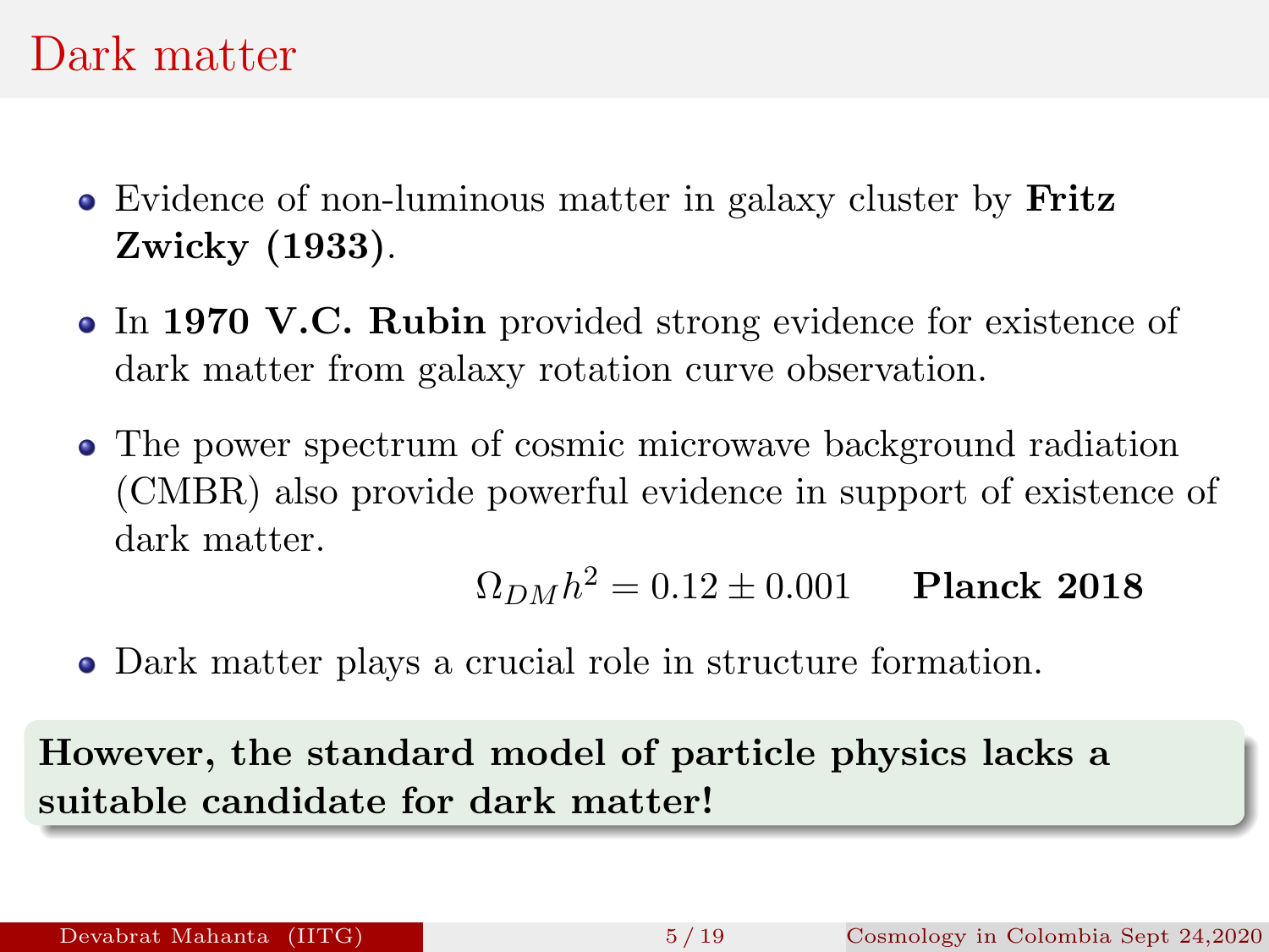# Dark matter

- Evidence of non-luminous matter in galaxy cluster by **Fritz Zwicky (1933)**.
- In **1970 V.C. Rubin** provided strong evidence for existence of dark matter from galaxy rotation curve observation.
- The power spectrum of cosmic microwave background radiation (CMBR) also provide powerful evidence in support of existence of dark matter.

$$\Omega_{DM}h^2 = 0.12 \pm 0.001 \qquad \textbf{Planck 2018}$$

- Dark matter plays a crucial role in structure formation.

**However, the standard model of particle physics lacks a suitable candidate for dark matter!**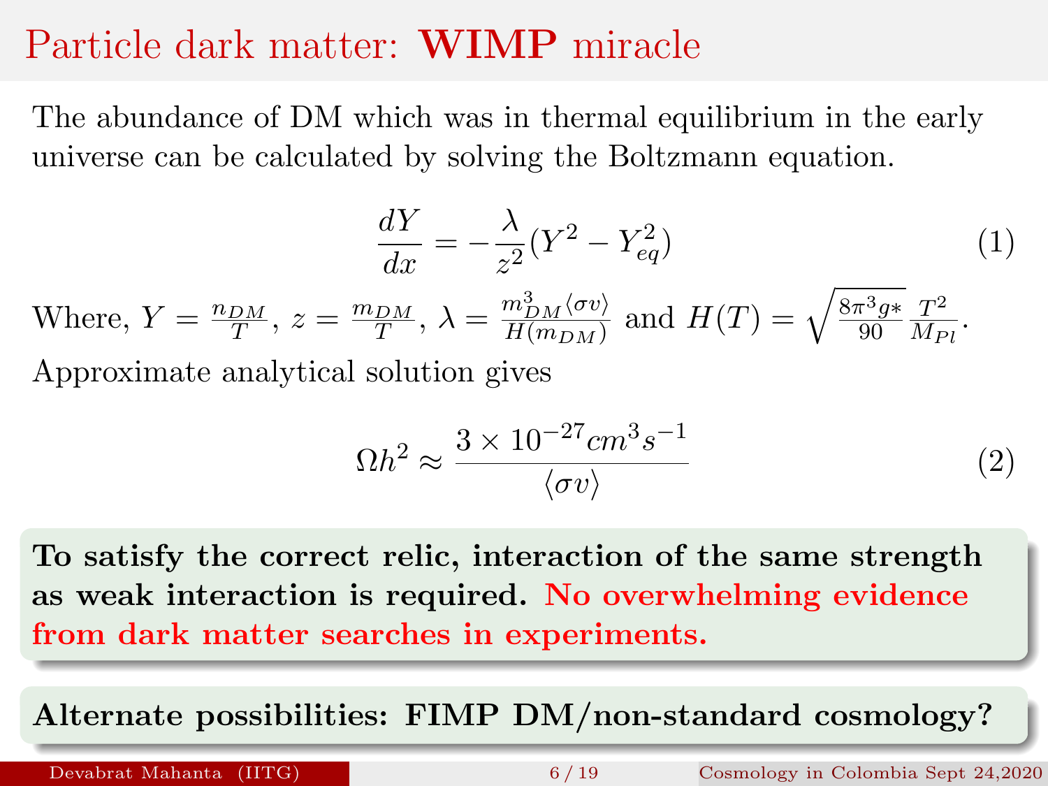# Particle dark matter: **WIMP** miracle

The abundance of DM which was in thermal equilibrium in the early universe can be calculated by solving the Boltzmann equation.

$$\frac{dY}{dx} = -\frac{\lambda}{z^2}(Y^2 - Y_{eq}^2) \tag{1}$$

Where, $Y = \frac{n_{DM}}{T}$, $z = \frac{m_{DM}}{T}$, $\lambda = \frac{m_{DM}^3 \langle \sigma v \rangle}{H(m_{DM})}$ and $H(T) = \sqrt{\frac{8\pi^3 g*}{90}} \frac{T^2}{M_{Pl}}$.

Approximate analytical solution gives

$$\Omega h^2 \approx \frac{3 \times 10^{-27} cm^3 s^{-1}}{\langle \sigma v \rangle} \tag{2}$$

**To satisfy the correct relic, interaction of the same strength as weak interaction is required. No overwhelming evidence from dark matter searches in experiments.**

**Alternate possibilities: FIMP DM/non-standard cosmology?**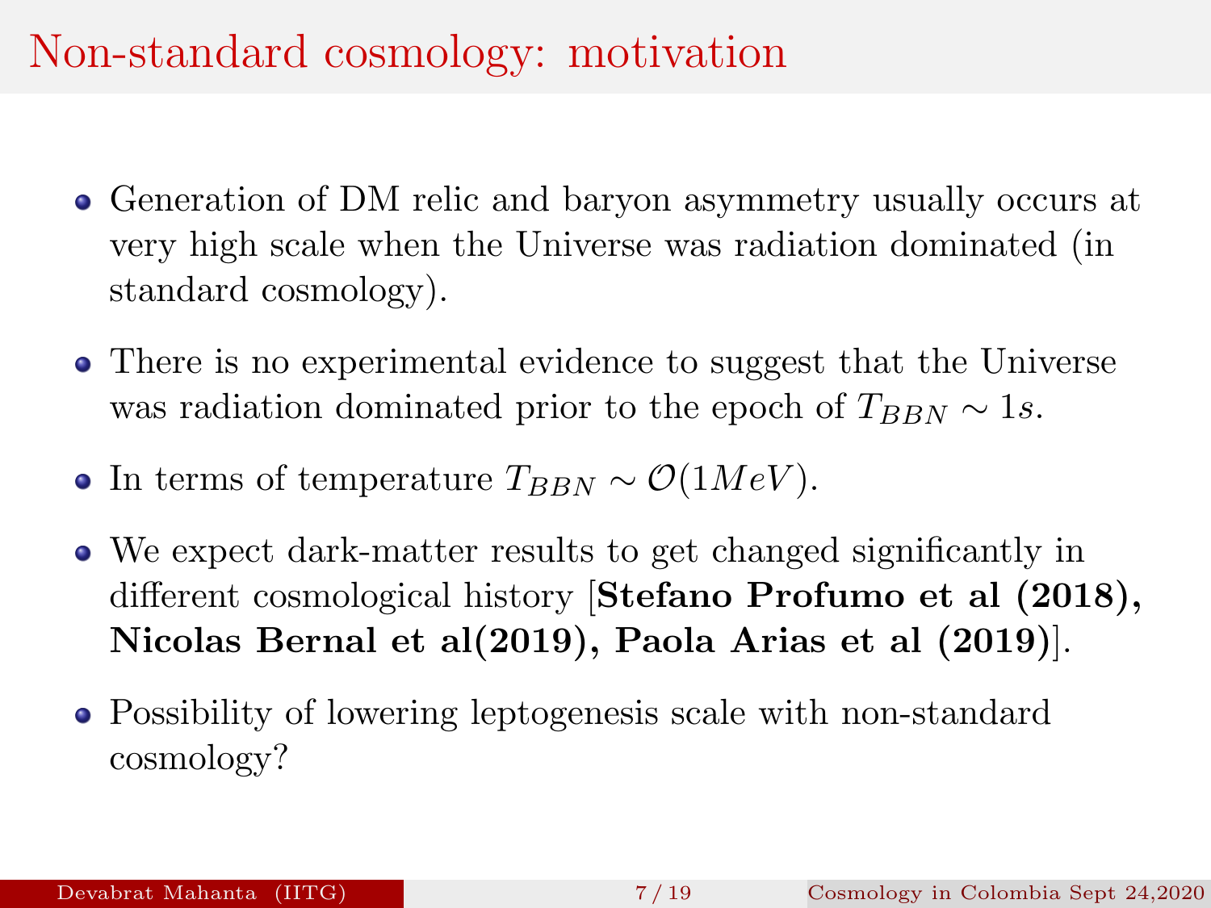# Non-standard cosmology: motivation

- Generation of DM relic and baryon asymmetry usually occurs at very high scale when the Universe was radiation dominated (in standard cosmology).
- There is no experimental evidence to suggest that the Universe was radiation dominated prior to the epoch of $T_{BBN} \sim 1s$.
- In terms of temperature $T_{BBN} \sim \mathcal{O}(1MeV)$.
- We expect dark-matter results to get changed significantly in different cosmological history [**Stefano Profumo et al (2018), Nicolas Bernal et al(2019), Paola Arias et al (2019)**].
- Possibility of lowering leptogenesis scale with non-standard cosmology?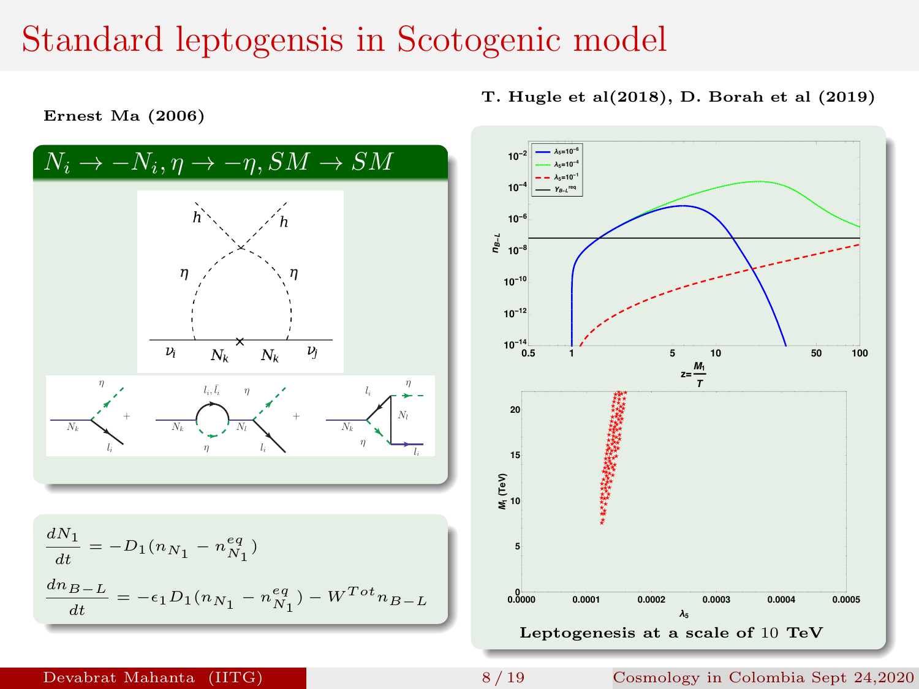# Standard leptogensis in Scotogenic model

**Ernest Ma (2006)**

## $N_i \to -N_i, \eta \to -\eta, SM \to SM$

$$\frac{dN_1}{dt} = -D_1(n_{N_1} - n_{N_1}^{eq})$$

$$\frac{dn_{B-L}}{dt} = -\epsilon_1 D_1(n_{N_1} - n_{N_1}^{eq}) - W^{Tot} n_{B-L}$$

**T. Hugle et al(2018), D. Borah et al (2019)**

**Leptogenesis at a scale of 10 TeV**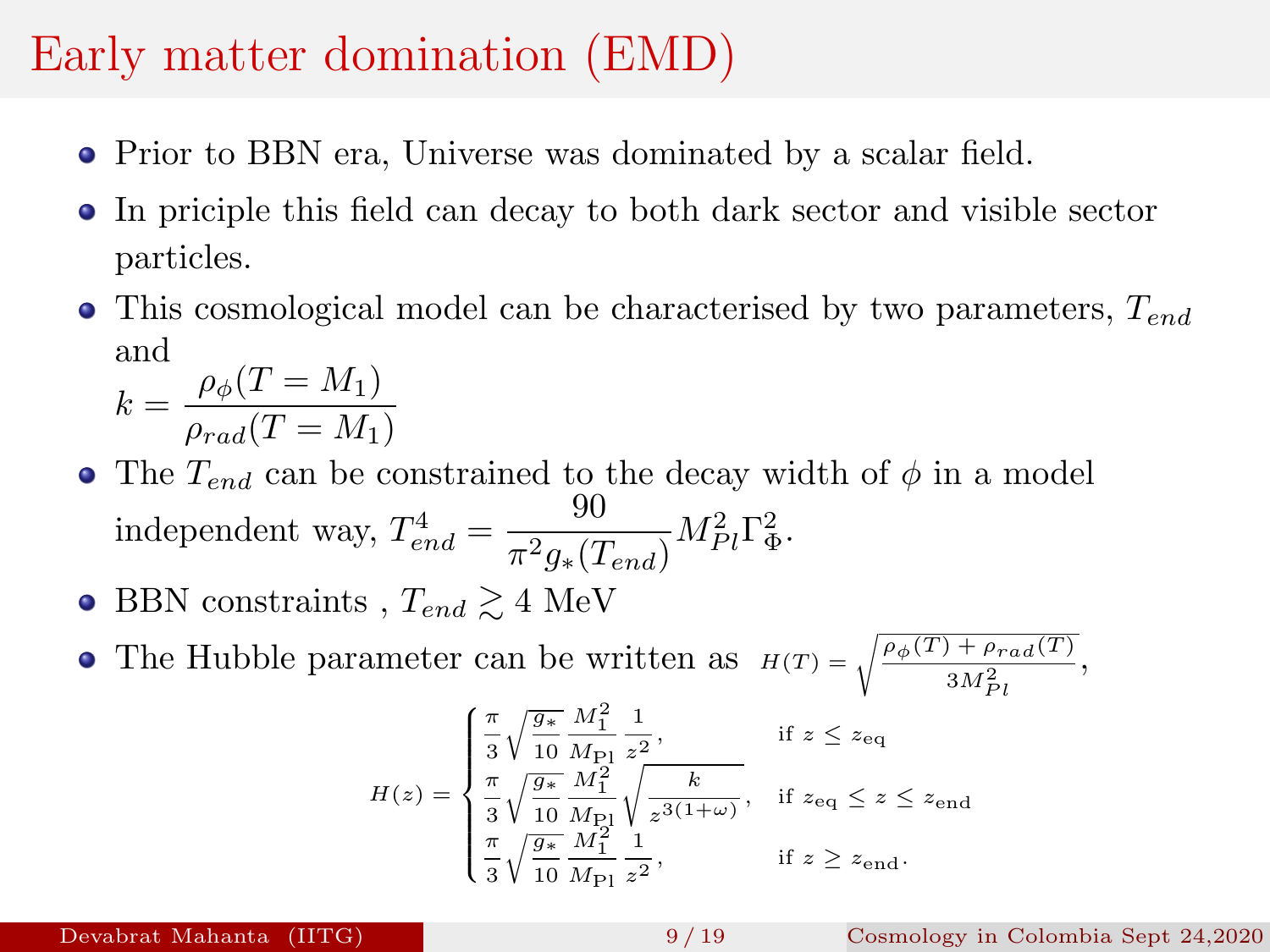# Early matter domination (EMD)

- Prior to BBN era, Universe was dominated by a scalar field.
- In priciple this field can decay to both dark sector and visible sector particles.
- This cosmological model can be characterised by two parameters, $T_{end}$ and $k = \dfrac{\rho_\phi(T = M_1)}{\rho_{rad}(T = M_1)}$
- The $T_{end}$ can be constrained to the decay width of $\phi$ in a model independent way, $T_{end}^4 = \dfrac{90}{\pi^2 g_*(T_{end})} M_{Pl}^2 \Gamma_\Phi^2$.
- BBN constraints , $T_{end} \gtrsim 4$ MeV
- The Hubble parameter can be written as $H(T) = \sqrt{\dfrac{\rho_\phi(T) + \rho_{rad}(T)}{3M_{Pl}^2}}$,

$$
H(z) = \begin{cases} \frac{\pi}{3}\sqrt{\frac{g_*}{10}}\frac{M_1^2}{M_{\rm Pl}}\frac{1}{z^2}, & \text{if } z \le z_{\rm eq} \\ \frac{\pi}{3}\sqrt{\frac{g_*}{10}}\frac{M_1^2}{M_{\rm Pl}}\sqrt{\frac{k}{z^{3(1+\omega)}}}, & \text{if } z_{\rm eq} \le z \le z_{\rm end} \\ \frac{\pi}{3}\sqrt{\frac{g_*}{10}}\frac{M_1^2}{M_{\rm Pl}}\frac{1}{z^2}, & \text{if } z \ge z_{\rm end}. \end{cases}
$$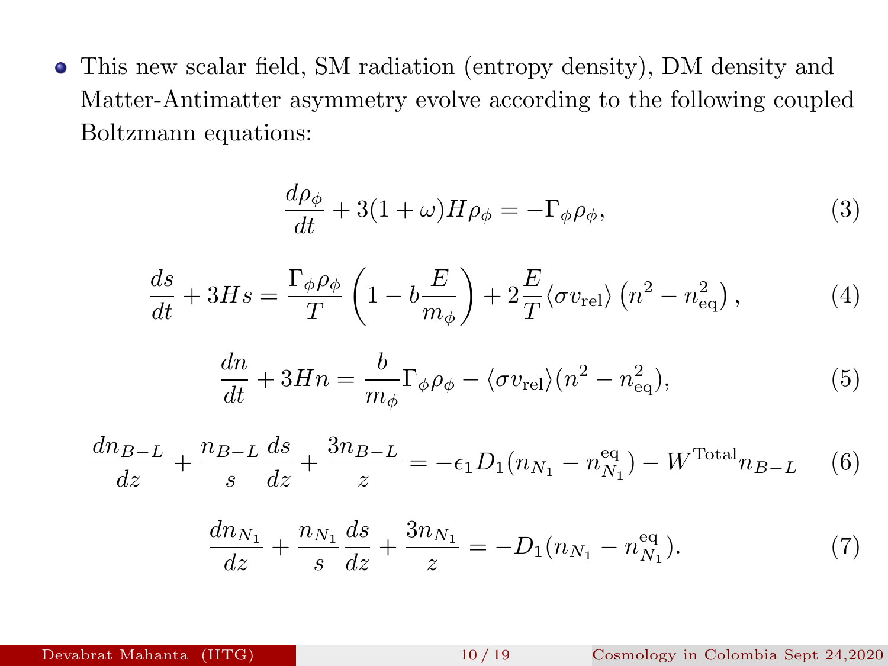- This new scalar field, SM radiation (entropy density), DM density and Matter-Antimatter asymmetry evolve according to the following coupled Boltzmann equations:

$$\frac{d\rho_\phi}{dt} + 3(1+\omega)H\rho_\phi = -\Gamma_\phi \rho_\phi, \tag{3}$$

$$\frac{ds}{dt} + 3Hs = \frac{\Gamma_\phi \rho_\phi}{T}\left(1 - b\frac{E}{m_\phi}\right) + 2\frac{E}{T}\langle \sigma v_{\rm rel}\rangle \left(n^2 - n_{\rm eq}^2\right), \tag{4}$$

$$\frac{dn}{dt} + 3Hn = \frac{b}{m_\phi}\Gamma_\phi \rho_\phi - \langle \sigma v_{\rm rel}\rangle (n^2 - n_{\rm eq}^2), \tag{5}$$

$$\frac{dn_{B-L}}{dz} + \frac{n_{B-L}}{s}\frac{ds}{dz} + \frac{3n_{B-L}}{z} = -\epsilon_1 D_1 (n_{N_1} - n_{N_1}^{\rm eq}) - W^{\rm Total} n_{B-L} \tag{6}$$

$$\frac{dn_{N_1}}{dz} + \frac{n_{N_1}}{s}\frac{ds}{dz} + \frac{3n_{N_1}}{z} = -D_1 (n_{N_1} - n_{N_1}^{\rm eq}). \tag{7}$$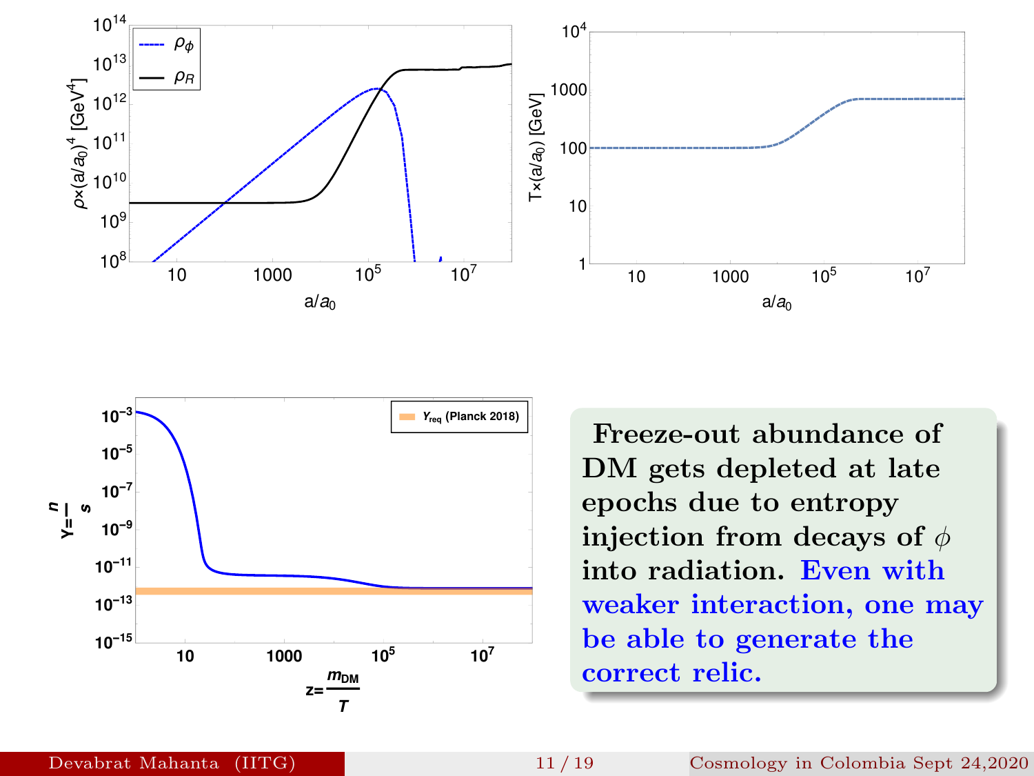Freeze-out abundance of DM gets depleted at late epochs due to entropy injection from decays of $\phi$ into radiation. Even with weaker interaction, one may be able to generate the correct relic.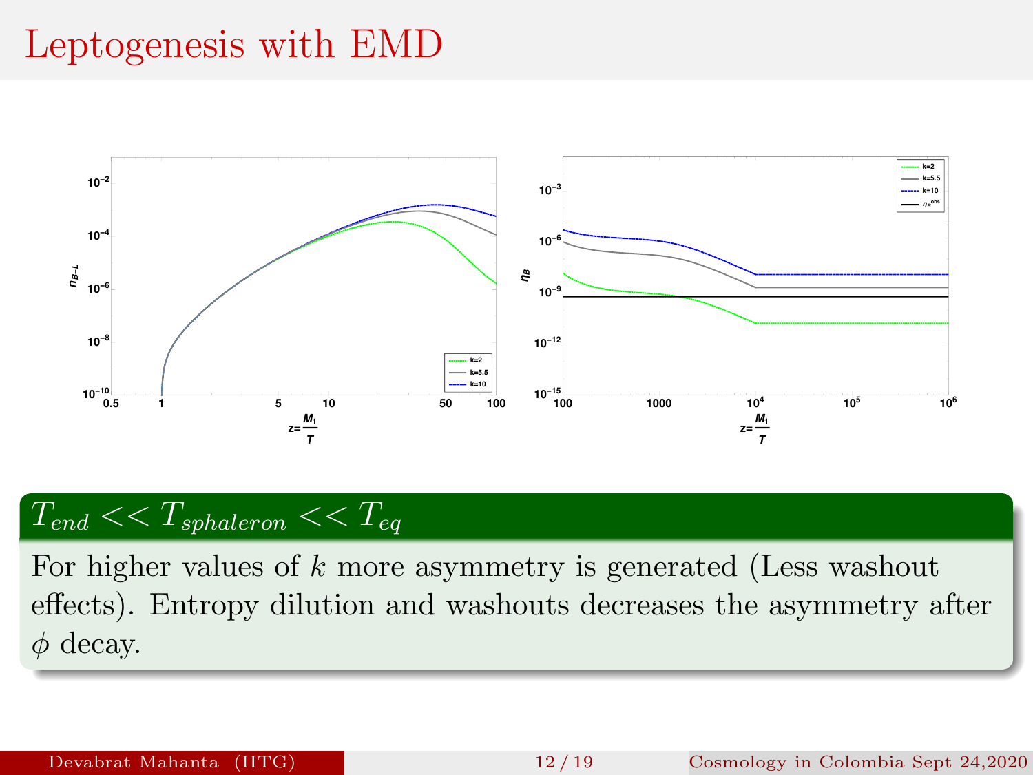# Leptogenesis with EMD

## $T_{end} << T_{sphaleron} << T_{eq}$

For higher values of $k$ more asymmetry is generated (Less washout effects). Entropy dilution and washouts decreases the asymmetry after $\phi$ decay.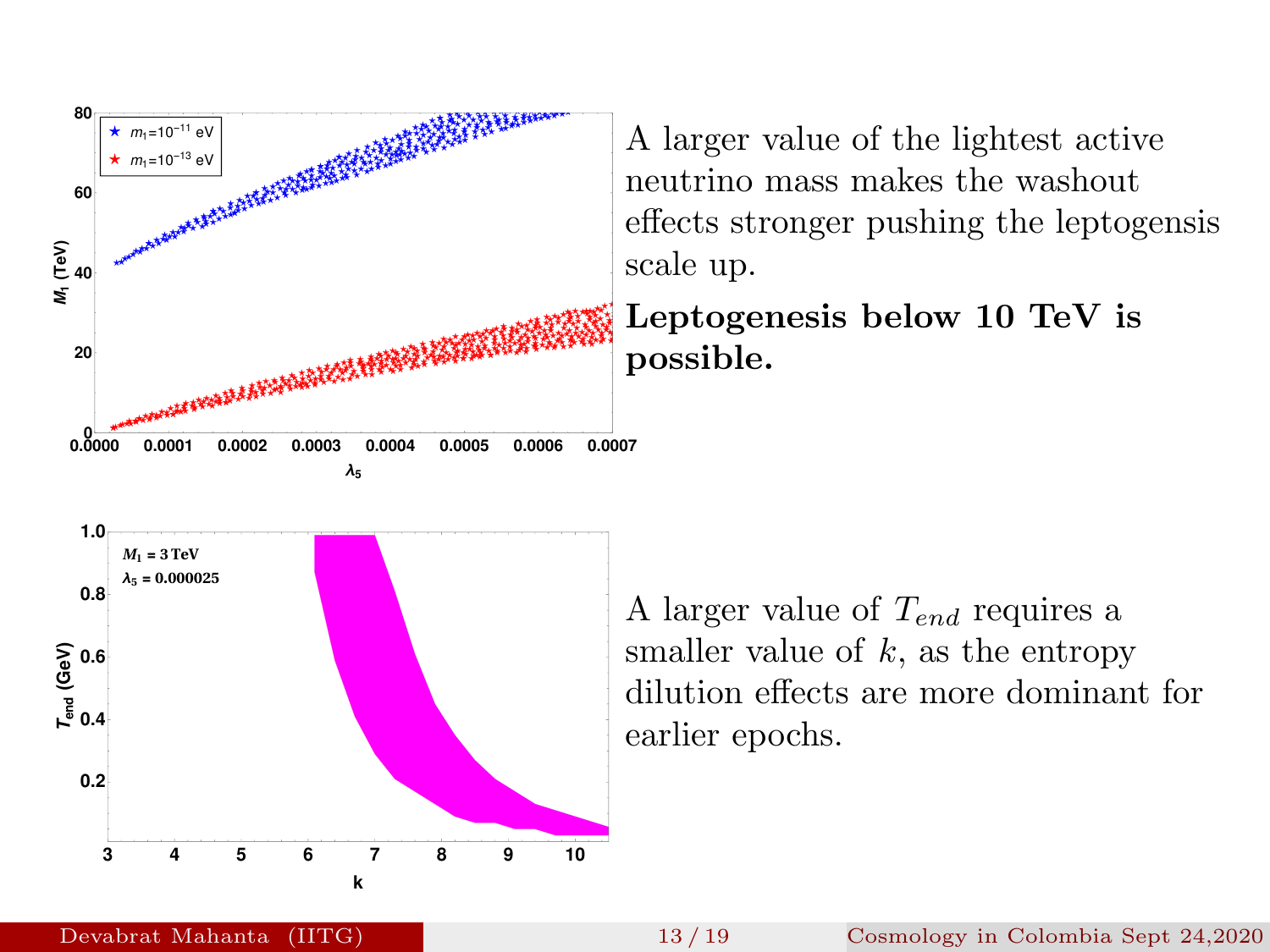A larger value of the lightest active neutrino mass makes the washout effects stronger pushing the leptogensis scale up.

**Leptogenesis below 10 TeV is possible.**

A larger value of $T_{end}$ requires a smaller value of $k$, as the entropy dilution effects are more dominant for earlier epochs.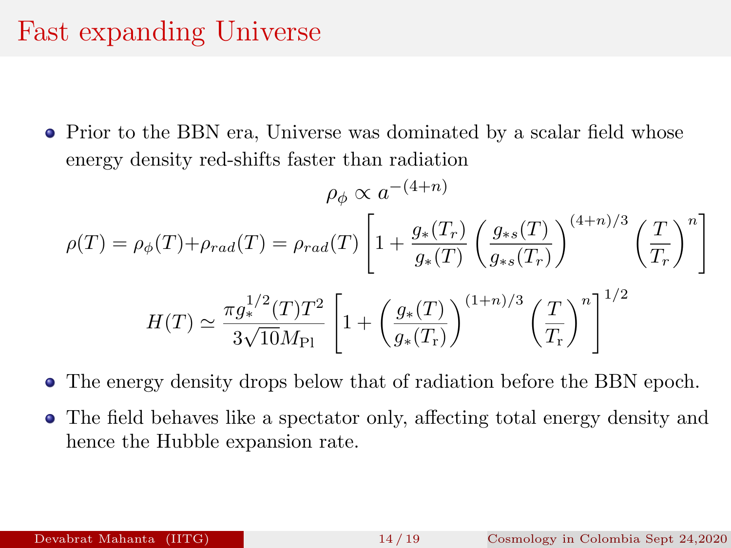# Fast expanding Universe

- Prior to the BBN era, Universe was dominated by a scalar field whose energy density red-shifts faster than radiation

$$\rho_\phi \propto a^{-(4+n)}$$

$$\rho(T) = \rho_\phi(T) + \rho_{rad}(T) = \rho_{rad}(T)\left[1 + \frac{g_*(T_r)}{g_*(T)}\left(\frac{g_{*s}(T)}{g_{*s}(T_r)}\right)^{(4+n)/3}\left(\frac{T}{T_r}\right)^n\right]$$

$$H(T) \simeq \frac{\pi g_*^{1/2}(T) T^2}{3\sqrt{10} M_{\rm Pl}}\left[1 + \left(\frac{g_*(T)}{g_*(T_{\rm r})}\right)^{(1+n)/3}\left(\frac{T}{T_{\rm r}}\right)^n\right]^{1/2}$$

- The energy density drops below that of radiation before the BBN epoch.
- The field behaves like a spectator only, affecting total energy density and hence the Hubble expansion rate.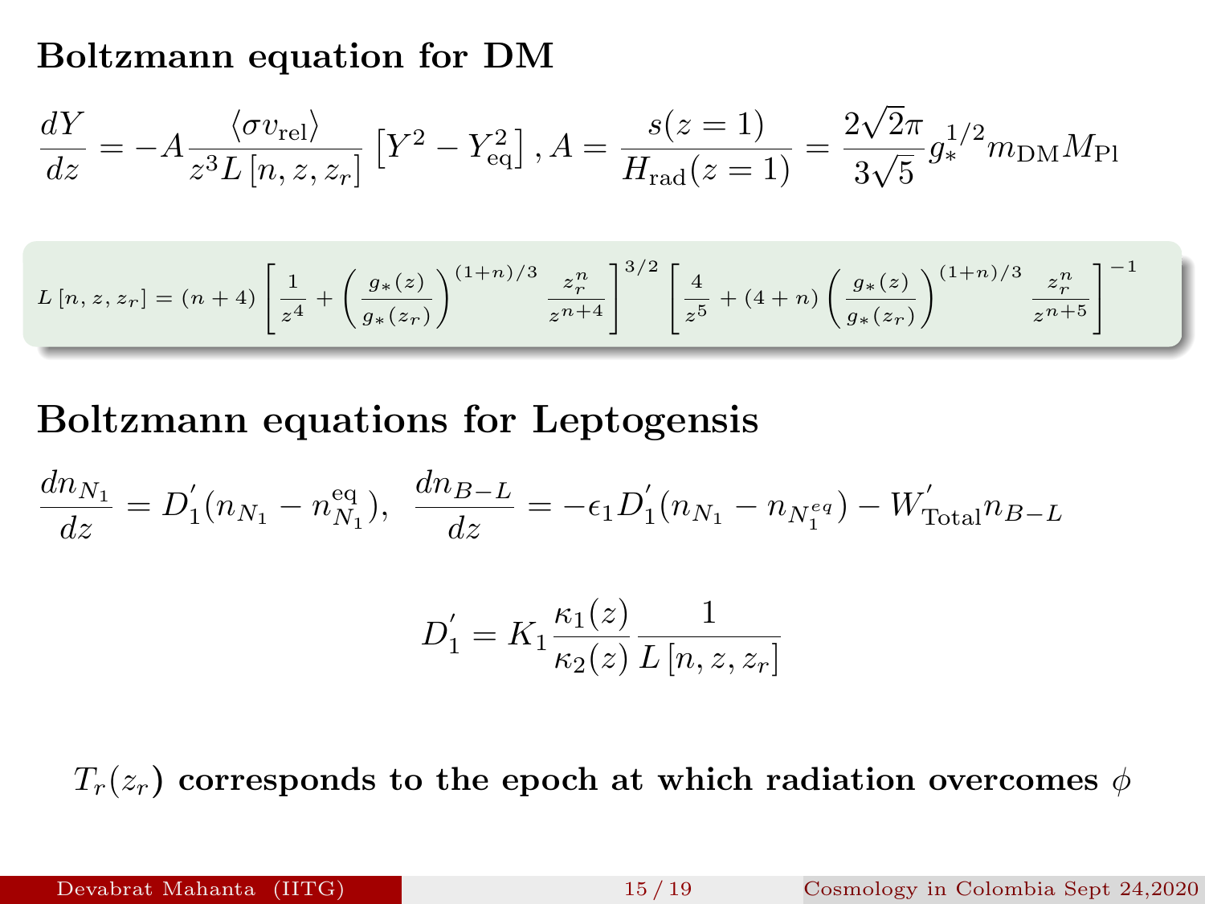## Boltzmann equation for DM

$$\frac{dY}{dz} = -A\frac{\langle \sigma v_{\rm rel}\rangle}{z^3 L\left[n, z, z_r\right]}\left[Y^2 - Y_{\rm eq}^2\right], A = \frac{s(z=1)}{H_{\rm rad}(z=1)} = \frac{2\sqrt{2}\pi}{3\sqrt{5}} g_*^{1/2} m_{\rm DM} M_{\rm Pl}$$

$$L\left[n, z, z_r\right] = (n+4)\left[\frac{1}{z^4} + \left(\frac{g_*(z)}{g_*(z_r)}\right)^{(1+n)/3}\frac{z_r^n}{z^{n+4}}\right]^{3/2}\left[\frac{4}{z^5} + (4+n)\left(\frac{g_*(z)}{g_*(z_r)}\right)^{(1+n)/3}\frac{z_r^n}{z^{n+5}}\right]^{-1}$$

## Boltzmann equations for Leptogensis

$$\frac{dn_{N_1}}{dz} = D_1^{'}(n_{N_1} - n_{N_1}^{\rm eq}), \quad \frac{dn_{B-L}}{dz} = -\epsilon_1 D_1^{'}(n_{N_1} - n_{N_1^{eq}}) - W_{\rm Total}^{'} n_{B-L}$$

$$D_1^{'} = K_1\frac{\kappa_1(z)}{\kappa_2(z)}\frac{1}{L\left[n, z, z_r\right]}$$

**$T_r(z_r)$ corresponds to the epoch at which radiation overcomes $\phi$**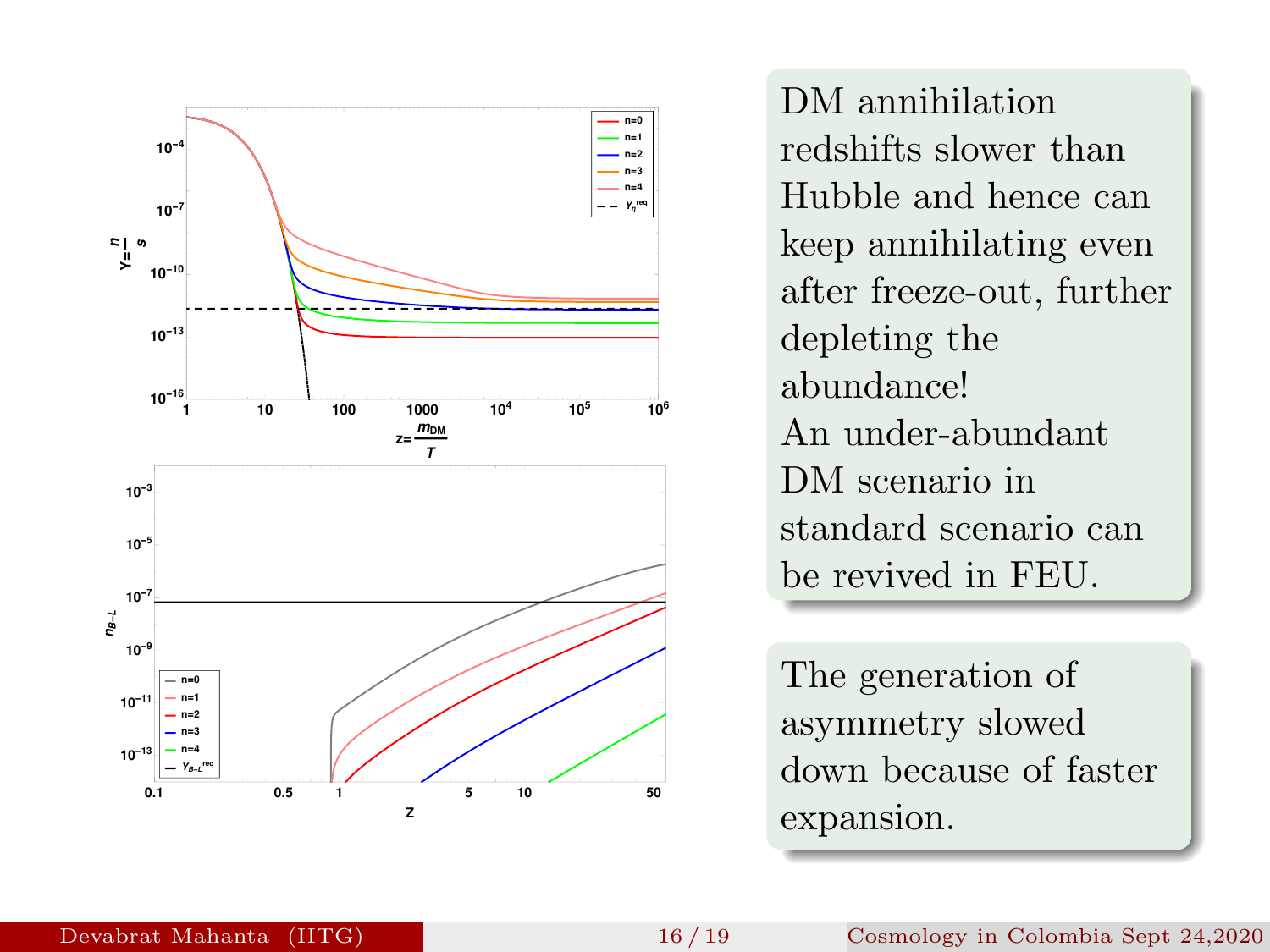DM annihilation redshifts slower than Hubble and hence can keep annihilating even after freeze-out, further depleting the abundance!
An under-abundant DM scenario in standard scenario can be revived in FEU.

The generation of asymmetry slowed down because of faster expansion.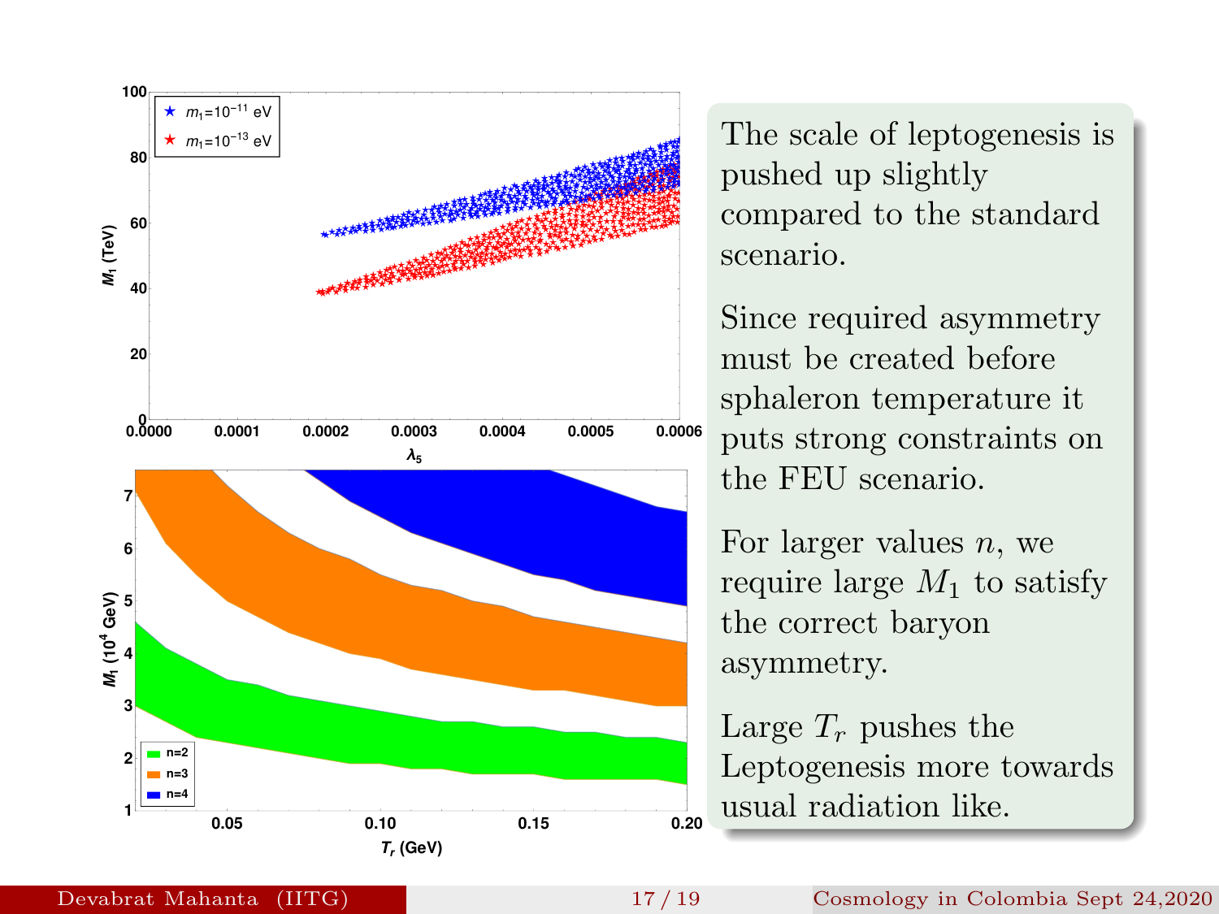The scale of leptogenesis is pushed up slightly compared to the standard scenario.

Since required asymmetry must be created before sphaleron temperature it puts strong constraints on the FEU scenario.

For larger values $n$, we require large $M_1$ to satisfy the correct baryon asymmetry.

Large $T_r$ pushes the Leptogenesis more towards usual radiation like.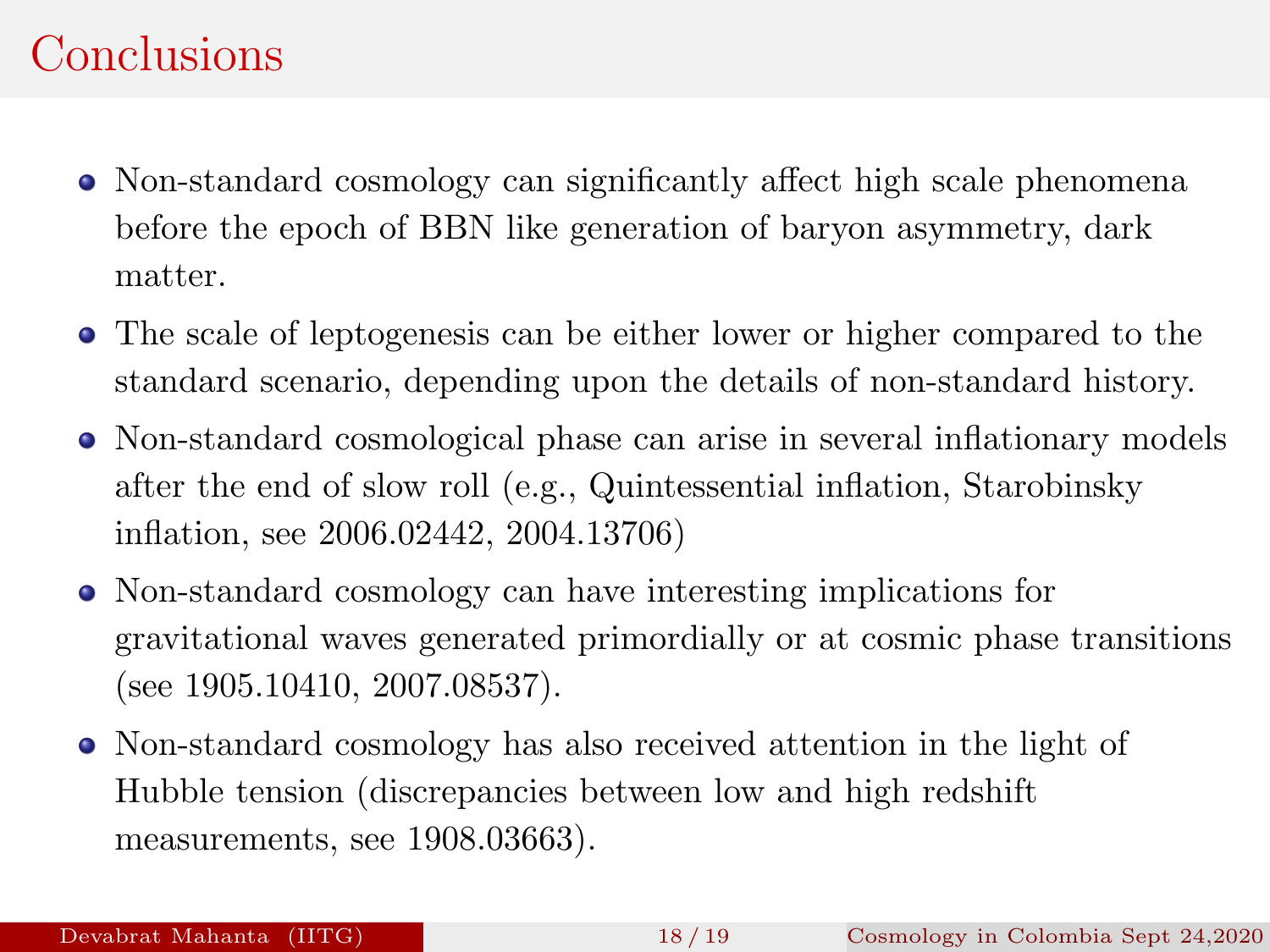# Conclusions

- Non-standard cosmology can significantly affect high scale phenomena before the epoch of BBN like generation of baryon asymmetry, dark matter.
- The scale of leptogenesis can be either lower or higher compared to the standard scenario, depending upon the details of non-standard history.
- Non-standard cosmological phase can arise in several inflationary models after the end of slow roll (e.g., Quintessential inflation, Starobinsky inflation, see 2006.02442, 2004.13706)
- Non-standard cosmology can have interesting implications for gravitational waves generated primordially or at cosmic phase transitions (see 1905.10410, 2007.08537).
- Non-standard cosmology has also received attention in the light of Hubble tension (discrepancies between low and high redshift measurements, see 1908.03663).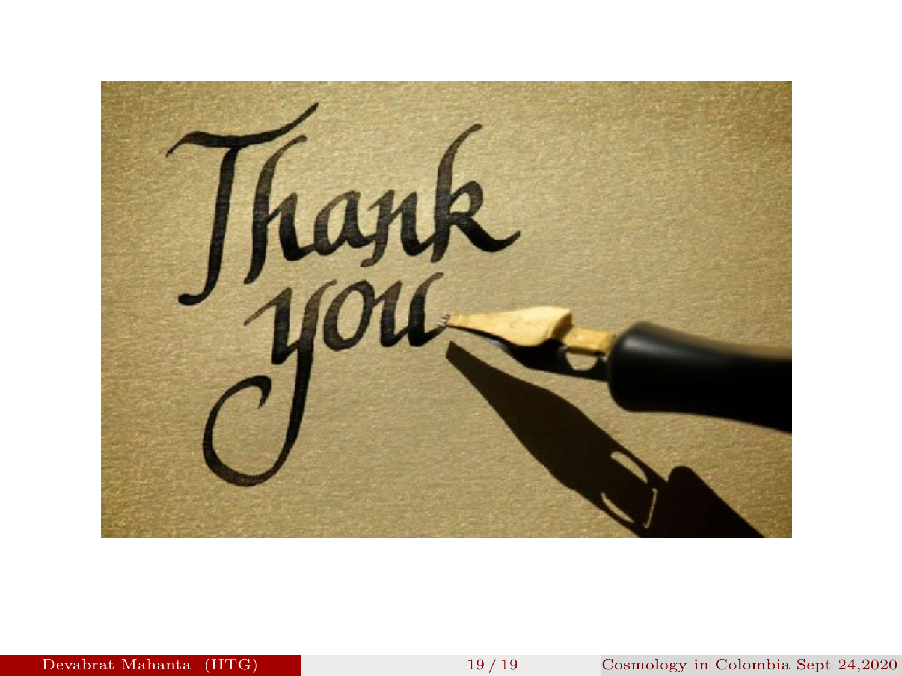Thank you